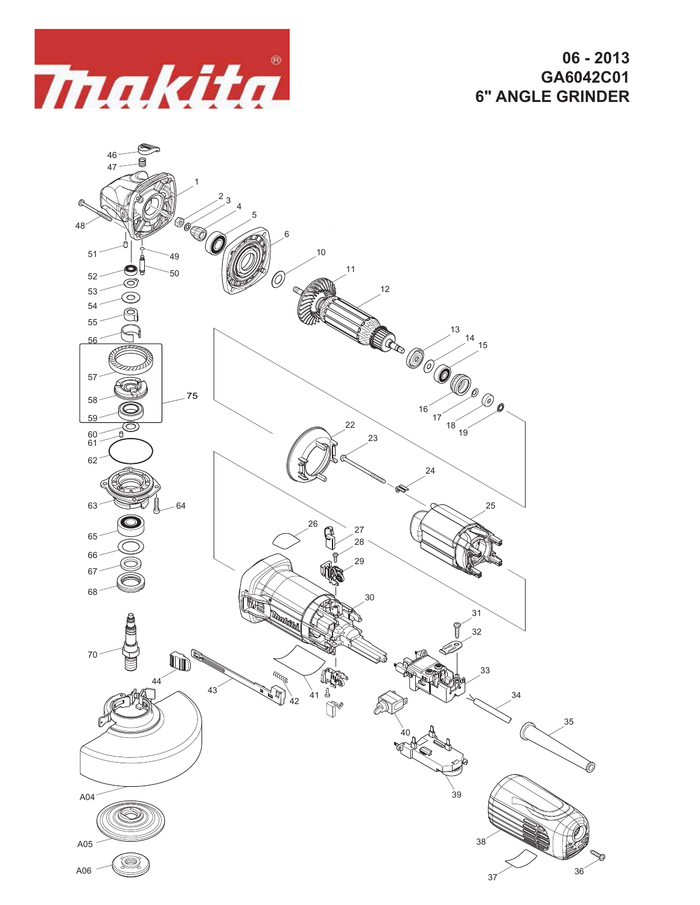makita

**06 - 2013**
**GA6042C01**
**6" ANGLE GRINDER**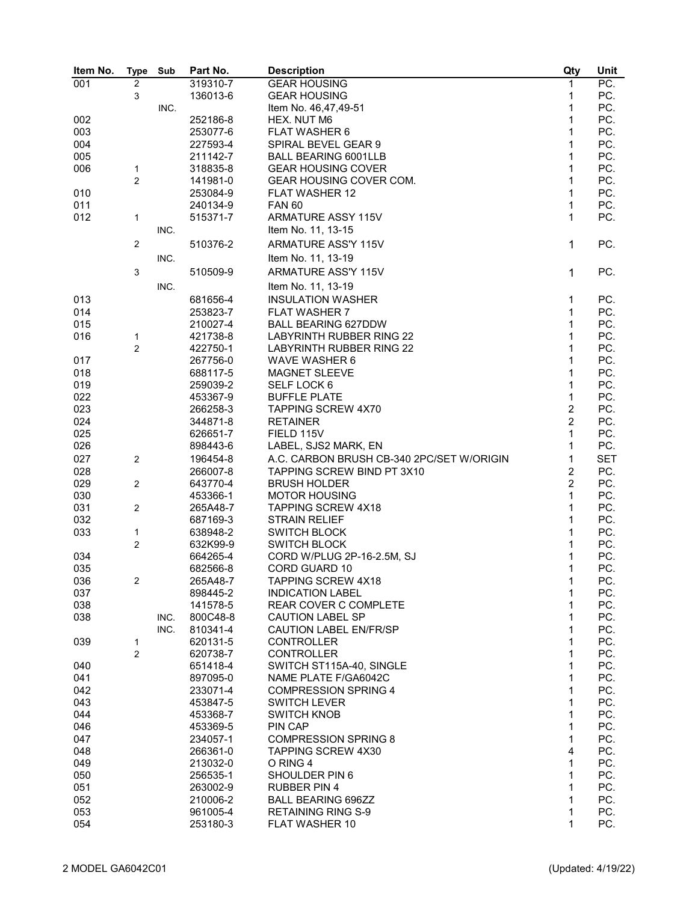| Item No. | Type | Sub | Part No. | Description | Qty | Unit |
|---|---|---|---|---|---|---|
| 001 | 2 | | 319310-7 | GEAR HOUSING | 1 | PC. |
| | 3 | | 136013-6 | GEAR HOUSING | 1 | PC. |
| | | INC. | | Item No. 46,47,49-51 | 1 | PC. |
| 002 | | | 252186-8 | HEX. NUT M6 | 1 | PC. |
| 003 | | | 253077-6 | FLAT WASHER 6 | 1 | PC. |
| 004 | | | 227593-4 | SPIRAL BEVEL GEAR 9 | 1 | PC. |
| 005 | | | 211142-7 | BALL BEARING 6001LLB | 1 | PC. |
| 006 | 1 | | 318835-8 | GEAR HOUSING COVER | 1 | PC. |
| | 2 | | 141981-0 | GEAR HOUSING COVER COM. | 1 | PC. |
| 010 | | | 253084-9 | FLAT WASHER 12 | 1 | PC. |
| 011 | | | 240134-9 | FAN 60 | 1 | PC. |
| 012 | 1 | | 515371-7 | ARMATURE ASSY 115V | 1 | PC. |
| | | INC. | | Item No. 11, 13-15 | | |
| | 2 | | 510376-2 | ARMATURE ASS'Y 115V | 1 | PC. |
| | | INC. | | Item No. 11, 13-19 | | |
| | 3 | | 510509-9 | ARMATURE ASS'Y 115V | 1 | PC. |
| | | INC. | | Item No. 11, 13-19 | | |
| 013 | | | 681656-4 | INSULATION WASHER | 1 | PC. |
| 014 | | | 253823-7 | FLAT WASHER 7 | 1 | PC. |
| 015 | | | 210027-4 | BALL BEARING 627DDW | 1 | PC. |
| 016 | 1 | | 421738-8 | LABYRINTH RUBBER RING 22 | 1 | PC. |
| | 2 | | 422750-1 | LABYRINTH RUBBER RING 22 | 1 | PC. |
| 017 | | | 267756-0 | WAVE WASHER 6 | 1 | PC. |
| 018 | | | 688117-5 | MAGNET SLEEVE | 1 | PC. |
| 019 | | | 259039-2 | SELF LOCK 6 | 1 | PC. |
| 022 | | | 453367-9 | BUFFLE PLATE | 1 | PC. |
| 023 | | | 266258-3 | TAPPING SCREW 4X70 | 2 | PC. |
| 024 | | | 344871-8 | RETAINER | 2 | PC. |
| 025 | | | 626651-7 | FIELD 115V | 1 | PC. |
| 026 | | | 898443-6 | LABEL, SJS2 MARK, EN | 1 | PC. |
| 027 | 2 | | 196454-8 | A.C. CARBON BRUSH CB-340 2PC/SET W/ORIGIN | 1 | SET |
| 028 | | | 266007-8 | TAPPING SCREW BIND PT 3X10 | 2 | PC. |
| 029 | 2 | | 643770-4 | BRUSH HOLDER | 2 | PC. |
| 030 | | | 453366-1 | MOTOR HOUSING | 1 | PC. |
| 031 | 2 | | 265A48-7 | TAPPING SCREW 4X18 | 1 | PC. |
| 032 | | | 687169-3 | STRAIN RELIEF | 1 | PC. |
| 033 | 1 | | 638948-2 | SWITCH BLOCK | 1 | PC. |
| | 2 | | 632K99-9 | SWITCH BLOCK | 1 | PC. |
| 034 | | | 664265-4 | CORD W/PLUG 2P-16-2.5M, SJ | 1 | PC. |
| 035 | | | 682566-8 | CORD GUARD 10 | 1 | PC. |
| 036 | 2 | | 265A48-7 | TAPPING SCREW 4X18 | 1 | PC. |
| 037 | | | 898445-2 | INDICATION LABEL | 1 | PC. |
| 038 | | | 141578-5 | REAR COVER C COMPLETE | 1 | PC. |
| 038 | | INC. | 800C48-8 | CAUTION LABEL SP | 1 | PC. |
| | | INC. | 810341-4 | CAUTION LABEL EN/FR/SP | 1 | PC. |
| 039 | 1 | | 620131-5 | CONTROLLER | 1 | PC. |
| | 2 | | 620738-7 | CONTROLLER | 1 | PC. |
| 040 | | | 651418-4 | SWITCH ST115A-40, SINGLE | 1 | PC. |
| 041 | | | 897095-0 | NAME PLATE F/GA6042C | 1 | PC. |
| 042 | | | 233071-4 | COMPRESSION SPRING 4 | 1 | PC. |
| 043 | | | 453847-5 | SWITCH LEVER | 1 | PC. |
| 044 | | | 453368-7 | SWITCH KNOB | 1 | PC. |
| 046 | | | 453369-5 | PIN CAP | 1 | PC. |
| 047 | | | 234057-1 | COMPRESSION SPRING 8 | 1 | PC. |
| 048 | | | 266361-0 | TAPPING SCREW 4X30 | 4 | PC. |
| 049 | | | 213032-0 | O RING 4 | 1 | PC. |
| 050 | | | 256535-1 | SHOULDER PIN 6 | 1 | PC. |
| 051 | | | 263002-9 | RUBBER PIN 4 | 1 | PC. |
| 052 | | | 210006-2 | BALL BEARING 696ZZ | 1 | PC. |
| 053 | | | 961005-4 | RETAINING RING S-9 | 1 | PC. |
| 054 | | | 253180-3 | FLAT WASHER 10 | 1 | PC. |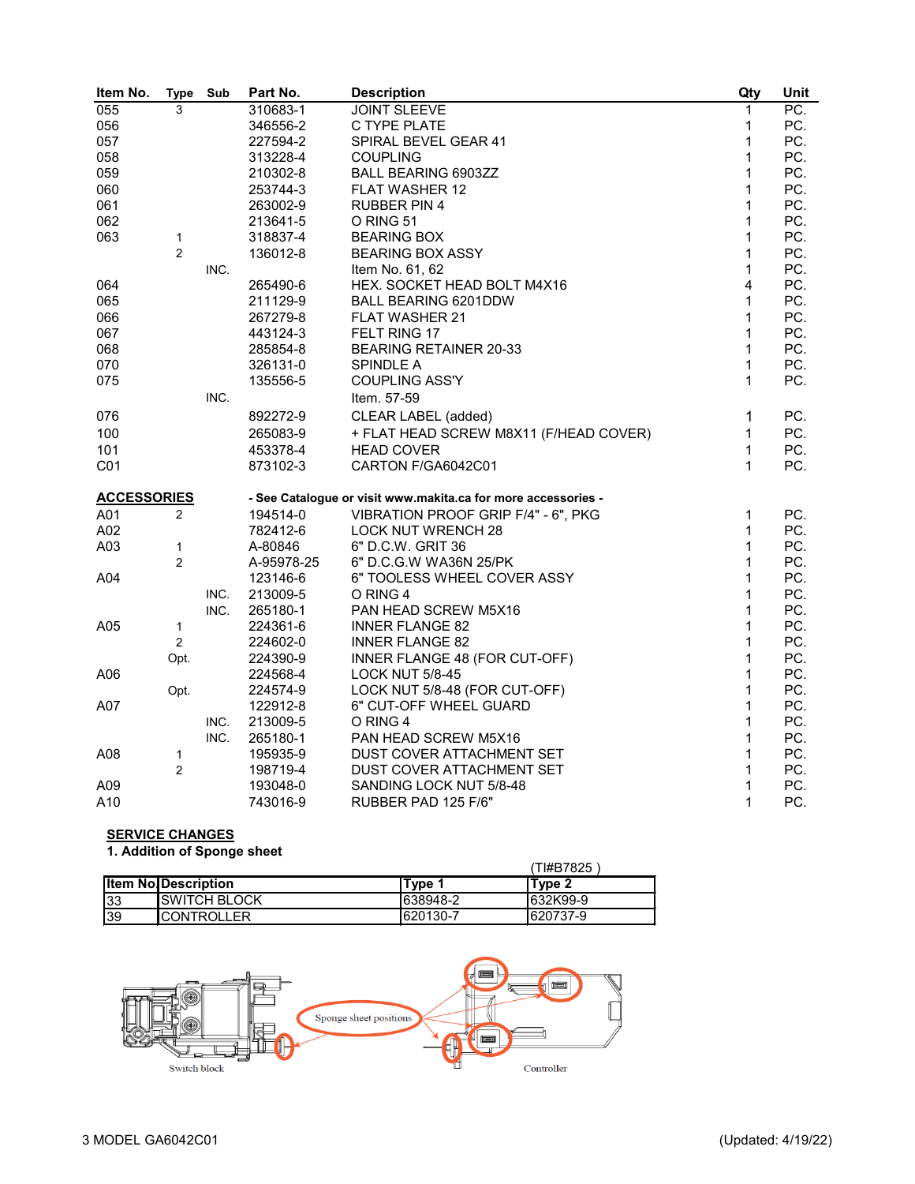| Item No. | Type | Sub | Part No. | Description | Qty | Unit |
|---|---|---|---|---|---|---|
| 055 | 3 | | 310683-1 | JOINT SLEEVE | 1 | PC. |
| 056 | | | 346556-2 | C TYPE PLATE | 1 | PC. |
| 057 | | | 227594-2 | SPIRAL BEVEL GEAR 41 | 1 | PC. |
| 058 | | | 313228-4 | COUPLING | 1 | PC. |
| 059 | | | 210302-8 | BALL BEARING 6903ZZ | 1 | PC. |
| 060 | | | 253744-3 | FLAT WASHER 12 | 1 | PC. |
| 061 | | | 263002-9 | RUBBER PIN 4 | 1 | PC. |
| 062 | | | 213641-5 | O RING 51 | 1 | PC. |
| 063 | 1 | | 318837-4 | BEARING BOX | 1 | PC. |
| | 2 | | 136012-8 | BEARING BOX ASSY | 1 | PC. |
| | | INC. | | Item No. 61, 62 | 1 | PC. |
| 064 | | | 265490-6 | HEX. SOCKET HEAD BOLT M4X16 | 4 | PC. |
| 065 | | | 211129-9 | BALL BEARING 6201DDW | 1 | PC. |
| 066 | | | 267279-8 | FLAT WASHER 21 | 1 | PC. |
| 067 | | | 443124-3 | FELT RING 17 | 1 | PC. |
| 068 | | | 285854-8 | BEARING RETAINER 20-33 | 1 | PC. |
| 070 | | | 326131-0 | SPINDLE A | 1 | PC. |
| 075 | | | 135556-5 | COUPLING ASS'Y | 1 | PC. |
| | | INC. | | Item. 57-59 | | |
| 076 | | | 892272-9 | CLEAR LABEL (added) | 1 | PC. |
| 100 | | | 265083-9 | + FLAT HEAD SCREW M8X11 (F/HEAD COVER) | 1 | PC. |
| 101 | | | 453378-4 | HEAD COVER | 1 | PC. |
| C01 | | | 873102-3 | CARTON F/GA6042C01 | 1 | PC. |

**ACCESSORIES** - See Catalogue or visit www.makita.ca for more accessories -

| Item No. | Type | Sub | Part No. | Description | Qty | Unit |
|---|---|---|---|---|---|---|
| A01 | 2 | | 194514-0 | VIBRATION PROOF GRIP F/4" - 6", PKG | 1 | PC. |
| A02 | | | 782412-6 | LOCK NUT WRENCH 28 | 1 | PC. |
| A03 | 1 | | A-80846 | 6" D.C.W. GRIT 36 | 1 | PC. |
| | 2 | | A-95978-25 | 6" D.C.G.W WA36N 25/PK | 1 | PC. |
| A04 | | | 123146-6 | 6" TOOLESS WHEEL COVER ASSY | 1 | PC. |
| | | INC. | 213009-5 | O RING 4 | 1 | PC. |
| | | INC. | 265180-1 | PAN HEAD SCREW M5X16 | 1 | PC. |
| A05 | 1 | | 224361-6 | INNER FLANGE 82 | 1 | PC. |
| | 2 | | 224602-0 | INNER FLANGE 82 | 1 | PC. |
| | Opt. | | 224390-9 | INNER FLANGE 48 (FOR CUT-OFF) | 1 | PC. |
| A06 | | | 224568-4 | LOCK NUT 5/8-45 | 1 | PC. |
| | Opt. | | 224574-9 | LOCK NUT 5/8-48 (FOR CUT-OFF) | 1 | PC. |
| A07 | | | 122912-8 | 6" CUT-OFF WHEEL GUARD | 1 | PC. |
| | | INC. | 213009-5 | O RING 4 | 1 | PC. |
| | | INC. | 265180-1 | PAN HEAD SCREW M5X16 | 1 | PC. |
| A08 | 1 | | 195935-9 | DUST COVER ATTACHMENT SET | 1 | PC. |
| | 2 | | 198719-4 | DUST COVER ATTACHMENT SET | 1 | PC. |
| A09 | | | 193048-0 | SANDING LOCK NUT 5/8-48 | 1 | PC. |
| A10 | | | 743016-9 | RUBBER PAD 125 F/6" | 1 | PC. |

**SERVICE CHANGES**

**1. Addition of Sponge sheet**

(TI#B7825 )

| Item No | Description | Type 1 | Type 2 |
|---|---|---|---|
| 33 | SWITCH BLOCK | 638948-2 | 632K99-9 |
| 39 | CONTROLLER | 620130-7 | 620737-9 |

Sponge sheet positions

Switch block

Controller

(Updated: 4/19/22)